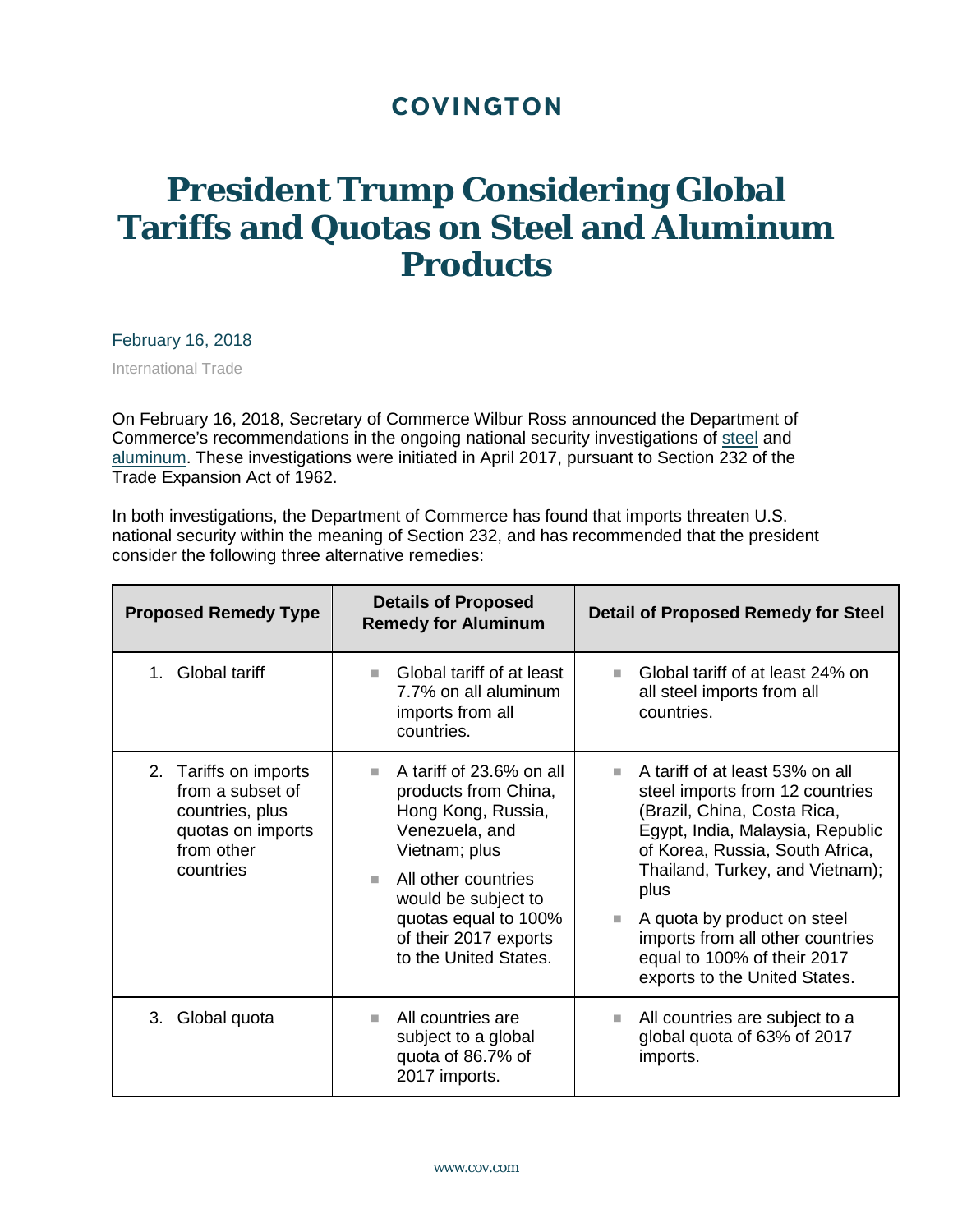COVINGTON

# President Trump Considering Global Tariffs and Quotas on Steel and Aluminum Products

February 16, 2018

International Trade

On February 16, 2018, Secretary of Commerce Wilbur Ross announced the Department of Commerce's recommendations in the ongoing national security investigations of steel and aluminum. These investigations were initiated in April 2017, pursuant to Section 232 of the Trade Expansion Act of 1962.

In both investigations, the Department of Commerce has found that imports threaten U.S. national security within the meaning of Section 232, and has recommended that the president consider the following three alternative remedies:

| Proposed Remedy Type | Details of Proposed Remedy for Aluminum | Detail of Proposed Remedy for Steel |
|---|---|---|
| 1. Global tariff | ▪ Global tariff of at least 7.7% on all aluminum imports from all countries. | ▪ Global tariff of at least 24% on all steel imports from all countries. |
| 2. Tariffs on imports from a subset of countries, plus quotas on imports from other countries | ▪ A tariff of 23.6% on all products from China, Hong Kong, Russia, Venezuela, and Vietnam; plus<br>▪ All other countries would be subject to quotas equal to 100% of their 2017 exports to the United States. | ▪ A tariff of at least 53% on all steel imports from 12 countries (Brazil, China, Costa Rica, Egypt, India, Malaysia, Republic of Korea, Russia, South Africa, Thailand, Turkey, and Vietnam); plus<br>▪ A quota by product on steel imports from all other countries equal to 100% of their 2017 exports to the United States. |
| 3. Global quota | ▪ All countries are subject to a global quota of 86.7% of 2017 imports. | ▪ All countries are subject to a global quota of 63% of 2017 imports. |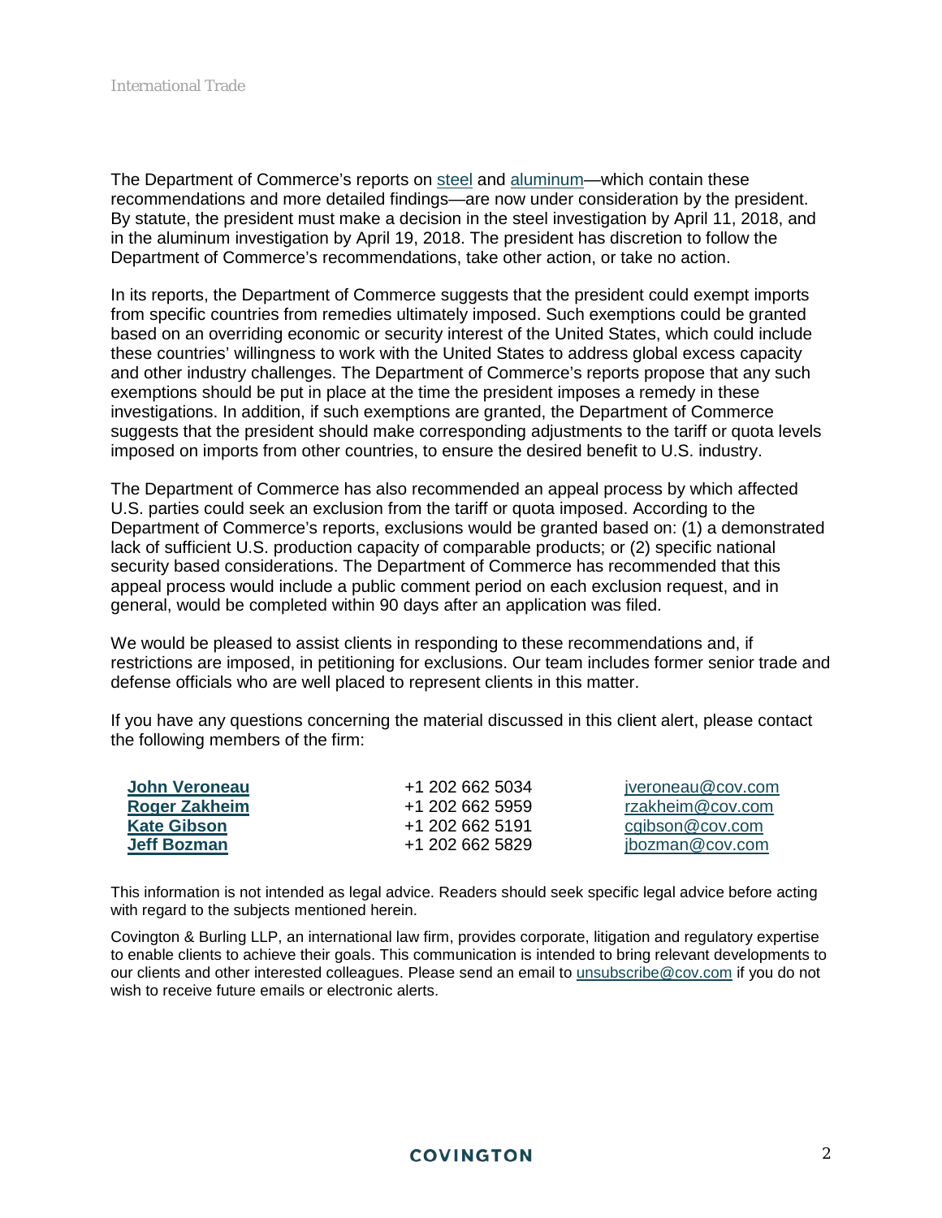The Department of Commerce's reports on steel and aluminum—which contain these recommendations and more detailed findings—are now under consideration by the president. By statute, the president must make a decision in the steel investigation by April 11, 2018, and in the aluminum investigation by April 19, 2018. The president has discretion to follow the Department of Commerce's recommendations, take other action, or take no action.

In its reports, the Department of Commerce suggests that the president could exempt imports from specific countries from remedies ultimately imposed. Such exemptions could be granted based on an overriding economic or security interest of the United States, which could include these countries' willingness to work with the United States to address global excess capacity and other industry challenges. The Department of Commerce's reports propose that any such exemptions should be put in place at the time the president imposes a remedy in these investigations. In addition, if such exemptions are granted, the Department of Commerce suggests that the president should make corresponding adjustments to the tariff or quota levels imposed on imports from other countries, to ensure the desired benefit to U.S. industry.

The Department of Commerce has also recommended an appeal process by which affected U.S. parties could seek an exclusion from the tariff or quota imposed. According to the Department of Commerce's reports, exclusions would be granted based on: (1) a demonstrated lack of sufficient U.S. production capacity of comparable products; or (2) specific national security based considerations. The Department of Commerce has recommended that this appeal process would include a public comment period on each exclusion request, and in general, would be completed within 90 days after an application was filed.

We would be pleased to assist clients in responding to these recommendations and, if restrictions are imposed, in petitioning for exclusions. Our team includes former senior trade and defense officials who are well placed to represent clients in this matter.

If you have any questions concerning the material discussed in this client alert, please contact the following members of the firm:

| | | |
|---|---|---|
| **John Veroneau** | +1 202 662 5034 | jveroneau@cov.com |
| **Roger Zakheim** | +1 202 662 5959 | rzakheim@cov.com |
| **Kate Gibson** | +1 202 662 5191 | cgibson@cov.com |
| **Jeff Bozman** | +1 202 662 5829 | jbozman@cov.com |

This information is not intended as legal advice. Readers should seek specific legal advice before acting with regard to the subjects mentioned herein.

Covington & Burling LLP, an international law firm, provides corporate, litigation and regulatory expertise to enable clients to achieve their goals. This communication is intended to bring relevant developments to our clients and other interested colleagues. Please send an email to unsubscribe@cov.com if you do not wish to receive future emails or electronic alerts.